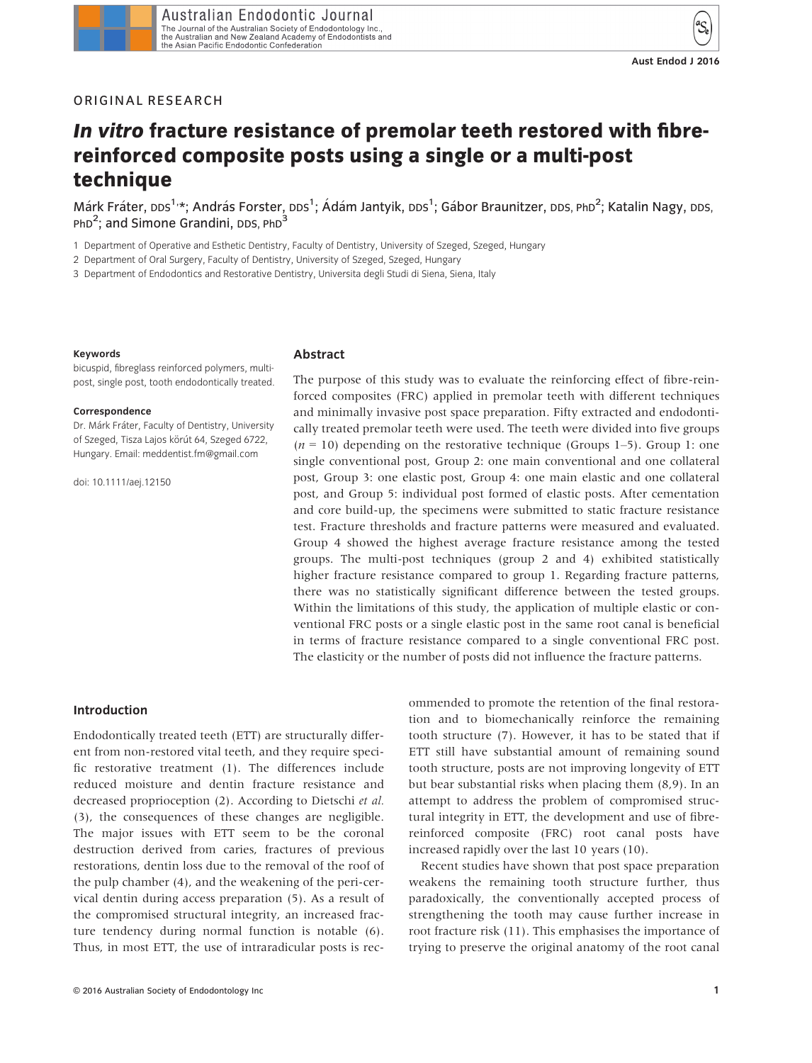ORIGINAL RESEARCH

# *In vitro* fracture resistance of premolar teeth restored with fibre-reinforced composite posts using a single or a multi-post technique

Márk Fráter, DDS[1,*]; András Forster, DDS[1]; Ádám Jantyik, DDS[1]; Gábor Braunitzer, DDS, PhD[2]; Katalin Nagy, DDS, PhD[2]; and Simone Grandini, DDS, PhD[3]

1 Department of Operative and Esthetic Dentistry, Faculty of Dentistry, University of Szeged, Szeged, Hungary

2 Department of Oral Surgery, Faculty of Dentistry, University of Szeged, Szeged, Hungary

3 Department of Endodontics and Restorative Dentistry, Universita degli Studi di Siena, Siena, Italy

**Keywords**

bicuspid, fibreglass reinforced polymers, multi-post, single post, tooth endodontically treated.

**Correspondence**

Dr. Márk Fráter, Faculty of Dentistry, University of Szeged, Tisza Lajos körút 64, Szeged 6722, Hungary. Email: meddentist.fm@gmail.com

doi: 10.1111/aej.12150

## Abstract

The purpose of this study was to evaluate the reinforcing effect of fibre-reinforced composites (FRC) applied in premolar teeth with different techniques and minimally invasive post space preparation. Fifty extracted and endodontically treated premolar teeth were used. The teeth were divided into five groups ($n = 10$) depending on the restorative technique (Groups 1–5). Group 1: one single conventional post, Group 2: one main conventional and one collateral post, Group 3: one elastic post, Group 4: one main elastic and one collateral post, and Group 5: individual post formed of elastic posts. After cementation and core build-up, the specimens were submitted to static fracture resistance test. Fracture thresholds and fracture patterns were measured and evaluated. Group 4 showed the highest average fracture resistance among the tested groups. The multi-post techniques (group 2 and 4) exhibited statistically higher fracture resistance compared to group 1. Regarding fracture patterns, there was no statistically significant difference between the tested groups. Within the limitations of this study, the application of multiple elastic or conventional FRC posts or a single elastic post in the same root canal is beneficial in terms of fracture resistance compared to a single conventional FRC post. The elasticity or the number of posts did not influence the fracture patterns.

## Introduction

Endodontically treated teeth (ETT) are structurally different from non-restored vital teeth, and they require specific restorative treatment (1). The differences include reduced moisture and dentin fracture resistance and decreased proprioception (2). According to Dietschi *et al.* (3), the consequences of these changes are negligible. The major issues with ETT seem to be the coronal destruction derived from caries, fractures of previous restorations, dentin loss due to the removal of the roof of the pulp chamber (4), and the weakening of the peri-cervical dentin during access preparation (5). As a result of the compromised structural integrity, an increased fracture tendency during normal function is notable (6). Thus, in most ETT, the use of intraradicular posts is recommended to promote the retention of the final restoration and to biomechanically reinforce the remaining tooth structure (7). However, it has to be stated that if ETT still have substantial amount of remaining sound tooth structure, posts are not improving longevity of ETT but bear substantial risks when placing them (8,9). In an attempt to address the problem of compromised structural integrity in ETT, the development and use of fibre-reinforced composite (FRC) root canal posts have increased rapidly over the last 10 years (10).

Recent studies have shown that post space preparation weakens the remaining tooth structure further, thus paradoxically, the conventionally accepted process of strengthening the tooth may cause further increase in root fracture risk (11). This emphasises the importance of trying to preserve the original anatomy of the root canal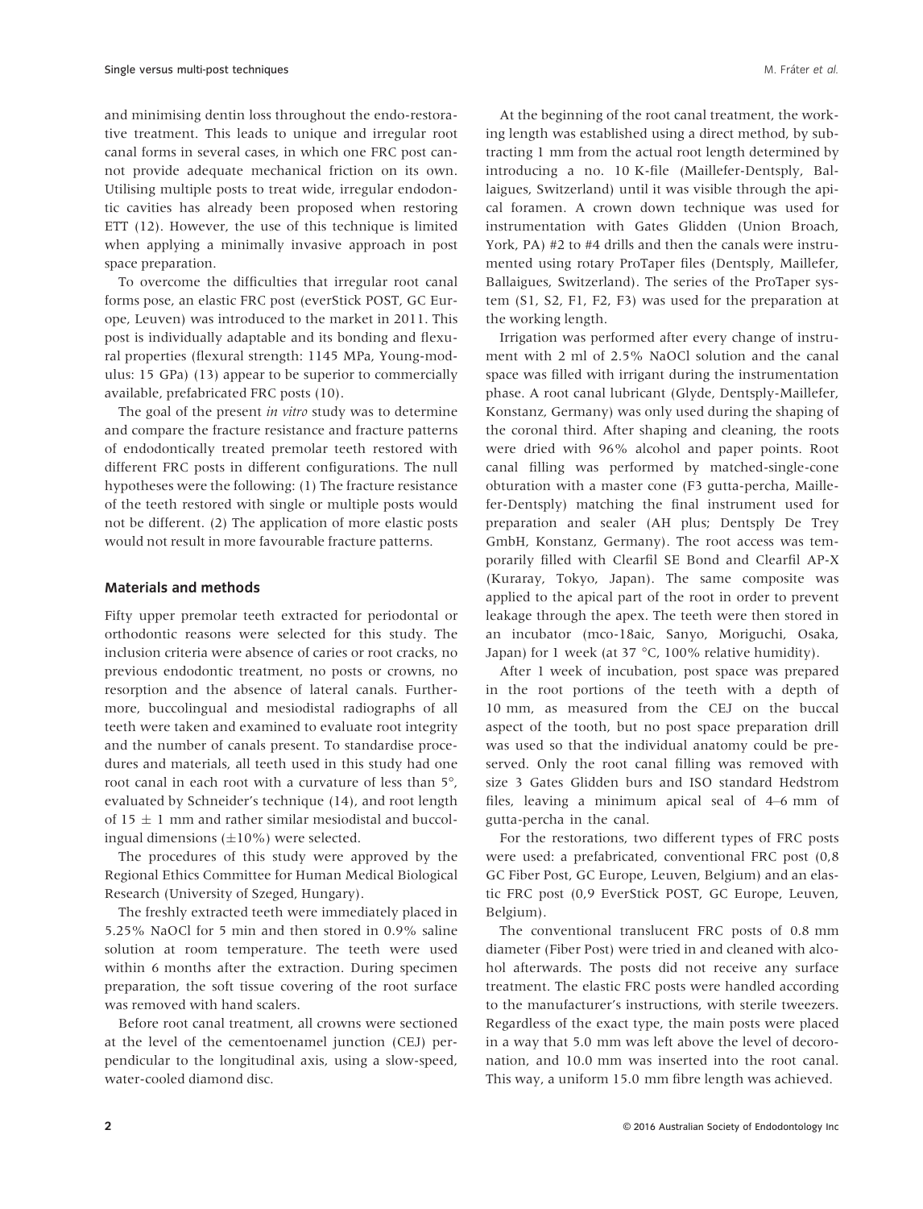and minimising dentin loss throughout the endo-restorative treatment. This leads to unique and irregular root canal forms in several cases, in which one FRC post cannot provide adequate mechanical friction on its own. Utilising multiple posts to treat wide, irregular endodontic cavities has already been proposed when restoring ETT (12). However, the use of this technique is limited when applying a minimally invasive approach in post space preparation.

To overcome the difficulties that irregular root canal forms pose, an elastic FRC post (everStick POST, GC Europe, Leuven) was introduced to the market in 2011. This post is individually adaptable and its bonding and flexural properties (flexural strength: 1145 MPa, Young-modulus: 15 GPa) (13) appear to be superior to commercially available, prefabricated FRC posts (10).

The goal of the present *in vitro* study was to determine and compare the fracture resistance and fracture patterns of endodontically treated premolar teeth restored with different FRC posts in different configurations. The null hypotheses were the following: (1) The fracture resistance of the teeth restored with single or multiple posts would not be different. (2) The application of more elastic posts would not result in more favourable fracture patterns.

## Materials and methods

Fifty upper premolar teeth extracted for periodontal or orthodontic reasons were selected for this study. The inclusion criteria were absence of caries or root cracks, no previous endodontic treatment, no posts or crowns, no resorption and the absence of lateral canals. Furthermore, buccolingual and mesiodistal radiographs of all teeth were taken and examined to evaluate root integrity and the number of canals present. To standardise procedures and materials, all teeth used in this study had one root canal in each root with a curvature of less than 5°, evaluated by Schneider's technique (14), and root length of $15 \pm 1$ mm and rather similar mesiodistal and buccolingual dimensions ($\pm 10\%$) were selected.

The procedures of this study were approved by the Regional Ethics Committee for Human Medical Biological Research (University of Szeged, Hungary).

The freshly extracted teeth were immediately placed in 5.25% NaOCl for 5 min and then stored in 0.9% saline solution at room temperature. The teeth were used within 6 months after the extraction. During specimen preparation, the soft tissue covering of the root surface was removed with hand scalers.

Before root canal treatment, all crowns were sectioned at the level of the cementoenamel junction (CEJ) perpendicular to the longitudinal axis, using a slow-speed, water-cooled diamond disc.

At the beginning of the root canal treatment, the working length was established using a direct method, by subtracting 1 mm from the actual root length determined by introducing a no. 10 K-file (Maillefer-Dentsply, Ballaigues, Switzerland) until it was visible through the apical foramen. A crown down technique was used for instrumentation with Gates Glidden (Union Broach, York, PA) #2 to #4 drills and then the canals were instrumented using rotary ProTaper files (Dentsply, Maillefer, Ballaigues, Switzerland). The series of the ProTaper system (S1, S2, F1, F2, F3) was used for the preparation at the working length.

Irrigation was performed after every change of instrument with 2 ml of 2.5% NaOCl solution and the canal space was filled with irrigant during the instrumentation phase. A root canal lubricant (Glyde, Dentsply-Maillefer, Konstanz, Germany) was only used during the shaping of the coronal third. After shaping and cleaning, the roots were dried with 96% alcohol and paper points. Root canal filling was performed by matched-single-cone obturation with a master cone (F3 gutta-percha, Maillefer-Dentsply) matching the final instrument used for preparation and sealer (AH plus; Dentsply De Trey GmbH, Konstanz, Germany). The root access was temporarily filled with Clearfil SE Bond and Clearfil AP-X (Kuraray, Tokyo, Japan). The same composite was applied to the apical part of the root in order to prevent leakage through the apex. The teeth were then stored in an incubator (mco-18aic, Sanyo, Moriguchi, Osaka, Japan) for 1 week (at 37 °C, 100% relative humidity).

After 1 week of incubation, post space was prepared in the root portions of the teeth with a depth of 10 mm, as measured from the CEJ on the buccal aspect of the tooth, but no post space preparation drill was used so that the individual anatomy could be preserved. Only the root canal filling was removed with size 3 Gates Glidden burs and ISO standard Hedstrom files, leaving a minimum apical seal of 4–6 mm of gutta-percha in the canal.

For the restorations, two different types of FRC posts were used: a prefabricated, conventional FRC post (0,8 GC Fiber Post, GC Europe, Leuven, Belgium) and an elastic FRC post (0,9 EverStick POST, GC Europe, Leuven, Belgium).

The conventional translucent FRC posts of 0.8 mm diameter (Fiber Post) were tried in and cleaned with alcohol afterwards. The posts did not receive any surface treatment. The elastic FRC posts were handled according to the manufacturer's instructions, with sterile tweezers. Regardless of the exact type, the main posts were placed in a way that 5.0 mm was left above the level of decoronation, and 10.0 mm was inserted into the root canal. This way, a uniform 15.0 mm fibre length was achieved.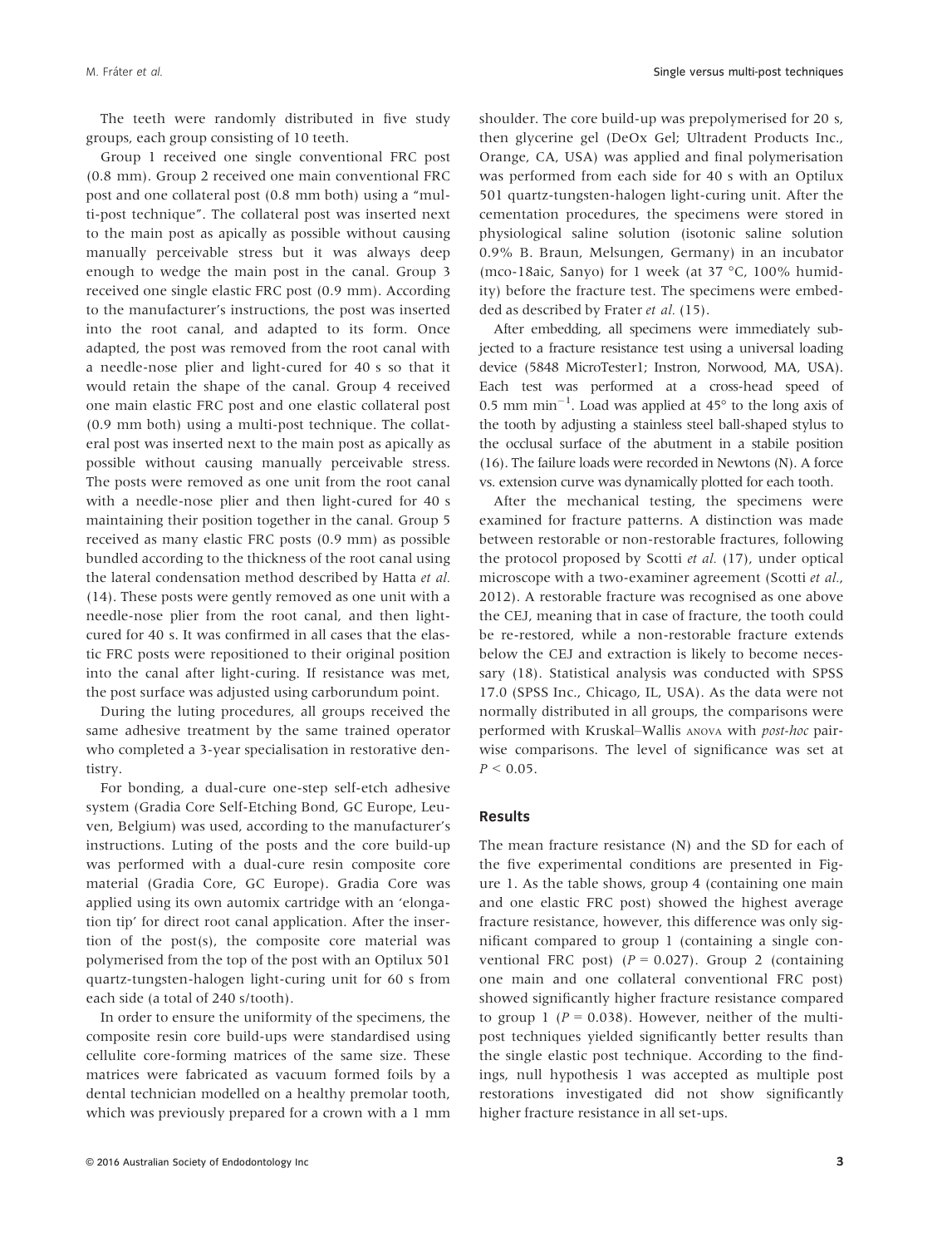The teeth were randomly distributed in five study groups, each group consisting of 10 teeth.

Group 1 received one single conventional FRC post (0.8 mm). Group 2 received one main conventional FRC post and one collateral post (0.8 mm both) using a "multi-post technique". The collateral post was inserted next to the main post as apically as possible without causing manually perceivable stress but it was always deep enough to wedge the main post in the canal. Group 3 received one single elastic FRC post (0.9 mm). According to the manufacturer's instructions, the post was inserted into the root canal, and adapted to its form. Once adapted, the post was removed from the root canal with a needle-nose plier and light-cured for 40 s so that it would retain the shape of the canal. Group 4 received one main elastic FRC post and one elastic collateral post (0.9 mm both) using a multi-post technique. The collateral post was inserted next to the main post as apically as possible without causing manually perceivable stress. The posts were removed as one unit from the root canal with a needle-nose plier and then light-cured for 40 s maintaining their position together in the canal. Group 5 received as many elastic FRC posts (0.9 mm) as possible bundled according to the thickness of the root canal using the lateral condensation method described by Hatta *et al.* (14). These posts were gently removed as one unit with a needle-nose plier from the root canal, and then light-cured for 40 s. It was confirmed in all cases that the elastic FRC posts were repositioned to their original position into the canal after light-curing. If resistance was met, the post surface was adjusted using carborundum point.

During the luting procedures, all groups received the same adhesive treatment by the same trained operator who completed a 3-year specialisation in restorative dentistry.

For bonding, a dual-cure one-step self-etch adhesive system (Gradia Core Self-Etching Bond, GC Europe, Leuven, Belgium) was used, according to the manufacturer's instructions. Luting of the posts and the core build-up was performed with a dual-cure resin composite core material (Gradia Core, GC Europe). Gradia Core was applied using its own automix cartridge with an 'elongation tip' for direct root canal application. After the insertion of the post(s), the composite core material was polymerised from the top of the post with an Optilux 501 quartz-tungsten-halogen light-curing unit for 60 s from each side (a total of 240 s/tooth).

In order to ensure the uniformity of the specimens, the composite resin core build-ups were standardised using cellulite core-forming matrices of the same size. These matrices were fabricated as vacuum formed foils by a dental technician modelled on a healthy premolar tooth, which was previously prepared for a crown with a 1 mm shoulder. The core build-up was prepolymerised for 20 s, then glycerine gel (DeOx Gel; Ultradent Products Inc., Orange, CA, USA) was applied and final polymerisation was performed from each side for 40 s with an Optilux 501 quartz-tungsten-halogen light-curing unit. After the cementation procedures, the specimens were stored in physiological saline solution (isotonic saline solution 0.9% B. Braun, Melsungen, Germany) in an incubator (mco-18aic, Sanyo) for 1 week (at 37 °C, 100% humidity) before the fracture test. The specimens were embedded as described by Frater *et al.* (15).

After embedding, all specimens were immediately subjected to a fracture resistance test using a universal loading device (5848 MicroTester1; Instron, Norwood, MA, USA). Each test was performed at a cross-head speed of 0.5 mm $min^{-1}$. Load was applied at 45° to the long axis of the tooth by adjusting a stainless steel ball-shaped stylus to the occlusal surface of the abutment in a stabile position (16). The failure loads were recorded in Newtons (N). A force vs. extension curve was dynamically plotted for each tooth.

After the mechanical testing, the specimens were examined for fracture patterns. A distinction was made between restorable or non-restorable fractures, following the protocol proposed by Scotti *et al.* (17), under optical microscope with a two-examiner agreement (Scotti *et al.*, 2012). A restorable fracture was recognised as one above the CEJ, meaning that in case of fracture, the tooth could be re-restored, while a non-restorable fracture extends below the CEJ and extraction is likely to become necessary (18). Statistical analysis was conducted with SPSS 17.0 (SPSS Inc., Chicago, IL, USA). As the data were not normally distributed in all groups, the comparisons were performed with Kruskal–Wallis ANOVA with *post-hoc* pairwise comparisons. The level of significance was set at $P < 0.05$.

## Results

The mean fracture resistance (N) and the SD for each of the five experimental conditions are presented in Figure 1. As the table shows, group 4 (containing one main and one elastic FRC post) showed the highest average fracture resistance, however, this difference was only significant compared to group 1 (containing a single conventional FRC post) ($P = 0.027$). Group 2 (containing one main and one collateral conventional FRC post) showed significantly higher fracture resistance compared to group 1 ($P = 0.038$). However, neither of the multi-post techniques yielded significantly better results than the single elastic post technique. According to the findings, null hypothesis 1 was accepted as multiple post restorations investigated did not show significantly higher fracture resistance in all set-ups.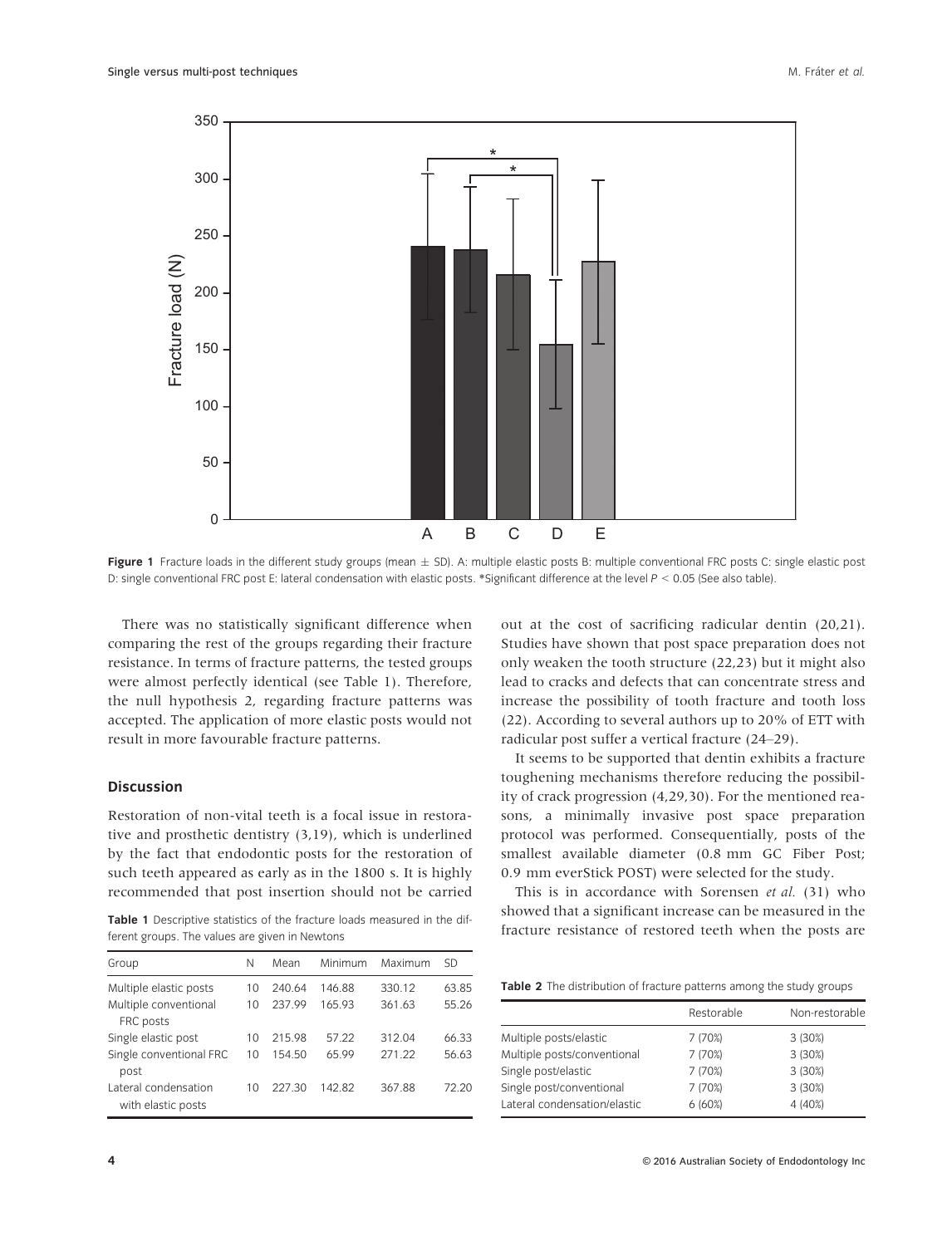**Figure 1** Fracture loads in the different study groups (mean ± SD). A: multiple elastic posts B: multiple conventional FRC posts C: single elastic post D: single conventional FRC post E: lateral condensation with elastic posts. *Significant difference at the level $P < 0.05$ (See also table).

There was no statistically significant difference when comparing the rest of the groups regarding their fracture resistance. In terms of fracture patterns, the tested groups were almost perfectly identical (see Table 1). Therefore, the null hypothesis 2, regarding fracture patterns was accepted. The application of more elastic posts would not result in more favourable fracture patterns.

## Discussion

Restoration of non-vital teeth is a focal issue in restorative and prosthetic dentistry (3,19), which is underlined by the fact that endodontic posts for the restoration of such teeth appeared as early as in the 1800 s. It is highly recommended that post insertion should not be carried out at the cost of sacrificing radicular dentin (20,21). Studies have shown that post space preparation does not only weaken the tooth structure (22,23) but it might also lead to cracks and defects that can concentrate stress and increase the possibility of tooth fracture and tooth loss (22). According to several authors up to 20% of ETT with radicular post suffer a vertical fracture (24–29).

It seems to be supported that dentin exhibits a fracture toughening mechanisms therefore reducing the possibility of crack progression (4,29,30). For the mentioned reasons, a minimally invasive post space preparation protocol was performed. Consequentially, posts of the smallest available diameter (0.8 mm GC Fiber Post; 0.9 mm everStick POST) were selected for the study.

This is in accordance with Sorensen *et al.* (31) who showed that a significant increase can be measured in the fracture resistance of restored teeth when the posts are

**Table 1** Descriptive statistics of the fracture loads measured in the different groups. The values are given in Newtons

| Group | N | Mean | Minimum | Maximum | SD |
|---|---|---|---|---|---|
| Multiple elastic posts | 10 | 240.64 | 146.88 | 330.12 | 63.85 |
| Multiple conventional FRC posts | 10 | 237.99 | 165.93 | 361.63 | 55.26 |
| Single elastic post | 10 | 215.98 | 57.22 | 312.04 | 66.33 |
| Single conventional FRC post | 10 | 154.50 | 65.99 | 271.22 | 56.63 |
| Lateral condensation with elastic posts | 10 | 227.30 | 142.82 | 367.88 | 72.20 |

**Table 2** The distribution of fracture patterns among the study groups

| | Restorable | Non-restorable |
|---|---|---|
| Multiple posts/elastic | 7 (70%) | 3 (30%) |
| Multiple posts/conventional | 7 (70%) | 3 (30%) |
| Single post/elastic | 7 (70%) | 3 (30%) |
| Single post/conventional | 7 (70%) | 3 (30%) |
| Lateral condensation/elastic | 6 (60%) | 4 (40%) |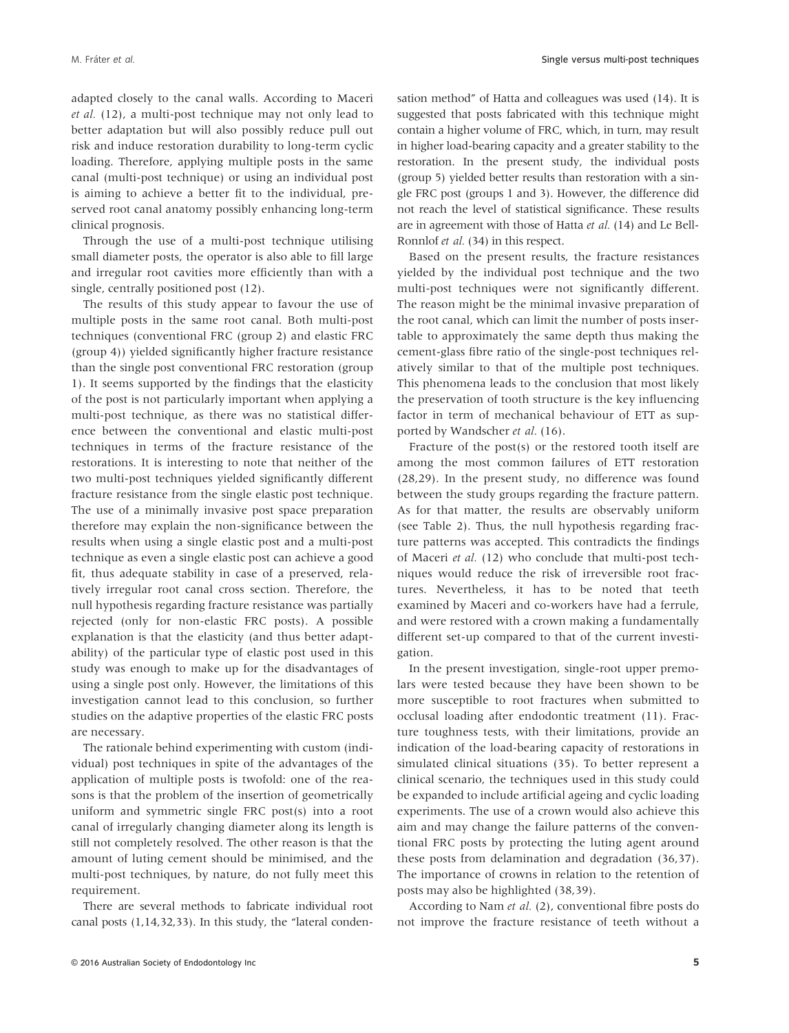adapted closely to the canal walls. According to Maceri *et al.* (12), a multi-post technique may not only lead to better adaptation but will also possibly reduce pull out risk and induce restoration durability to long-term cyclic loading. Therefore, applying multiple posts in the same canal (multi-post technique) or using an individual post is aiming to achieve a better fit to the individual, preserved root canal anatomy possibly enhancing long-term clinical prognosis.

Through the use of a multi-post technique utilising small diameter posts, the operator is also able to fill large and irregular root cavities more efficiently than with a single, centrally positioned post (12).

The results of this study appear to favour the use of multiple posts in the same root canal. Both multi-post techniques (conventional FRC (group 2) and elastic FRC (group 4)) yielded significantly higher fracture resistance than the single post conventional FRC restoration (group 1). It seems supported by the findings that the elasticity of the post is not particularly important when applying a multi-post technique, as there was no statistical difference between the conventional and elastic multi-post techniques in terms of the fracture resistance of the restorations. It is interesting to note that neither of the two multi-post techniques yielded significantly different fracture resistance from the single elastic post technique. The use of a minimally invasive post space preparation therefore may explain the non-significance between the results when using a single elastic post and a multi-post technique as even a single elastic post can achieve a good fit, thus adequate stability in case of a preserved, relatively irregular root canal cross section. Therefore, the null hypothesis regarding fracture resistance was partially rejected (only for non-elastic FRC posts). A possible explanation is that the elasticity (and thus better adaptability) of the particular type of elastic post used in this study was enough to make up for the disadvantages of using a single post only. However, the limitations of this investigation cannot lead to this conclusion, so further studies on the adaptive properties of the elastic FRC posts are necessary.

The rationale behind experimenting with custom (individual) post techniques in spite of the advantages of the application of multiple posts is twofold: one of the reasons is that the problem of the insertion of geometrically uniform and symmetric single FRC post(s) into a root canal of irregularly changing diameter along its length is still not completely resolved. The other reason is that the amount of luting cement should be minimised, and the multi-post techniques, by nature, do not fully meet this requirement.

There are several methods to fabricate individual root canal posts (1,14,32,33). In this study, the "lateral condensation method" of Hatta and colleagues was used (14). It is suggested that posts fabricated with this technique might contain a higher volume of FRC, which, in turn, may result in higher load-bearing capacity and a greater stability to the restoration. In the present study, the individual posts (group 5) yielded better results than restoration with a single FRC post (groups 1 and 3). However, the difference did not reach the level of statistical significance. These results are in agreement with those of Hatta *et al.* (14) and Le Bell-Ronnlof *et al.* (34) in this respect.

Based on the present results, the fracture resistances yielded by the individual post technique and the two multi-post techniques were not significantly different. The reason might be the minimal invasive preparation of the root canal, which can limit the number of posts insertable to approximately the same depth thus making the cement-glass fibre ratio of the single-post techniques relatively similar to that of the multiple post techniques. This phenomena leads to the conclusion that most likely the preservation of tooth structure is the key influencing factor in term of mechanical behaviour of ETT as supported by Wandscher *et al.* (16).

Fracture of the post(s) or the restored tooth itself are among the most common failures of ETT restoration (28,29). In the present study, no difference was found between the study groups regarding the fracture pattern. As for that matter, the results are observably uniform (see Table 2). Thus, the null hypothesis regarding fracture patterns was accepted. This contradicts the findings of Maceri *et al.* (12) who conclude that multi-post techniques would reduce the risk of irreversible root fractures. Nevertheless, it has to be noted that teeth examined by Maceri and co-workers have had a ferrule, and were restored with a crown making a fundamentally different set-up compared to that of the current investigation.

In the present investigation, single-root upper premolars were tested because they have been shown to be more susceptible to root fractures when submitted to occlusal loading after endodontic treatment (11). Fracture toughness tests, with their limitations, provide an indication of the load-bearing capacity of restorations in simulated clinical situations (35). To better represent a clinical scenario, the techniques used in this study could be expanded to include artificial ageing and cyclic loading experiments. The use of a crown would also achieve this aim and may change the failure patterns of the conventional FRC posts by protecting the luting agent around these posts from delamination and degradation (36,37). The importance of crowns in relation to the retention of posts may also be highlighted (38,39).

According to Nam *et al.* (2), conventional fibre posts do not improve the fracture resistance of teeth without a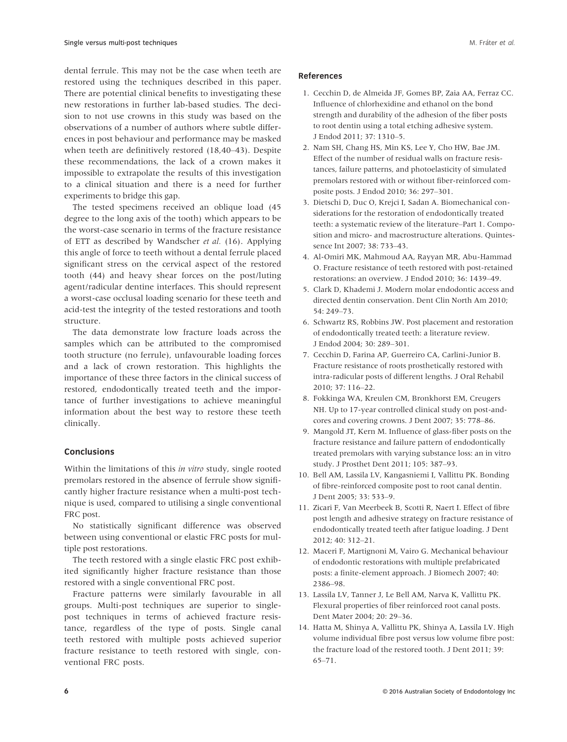dental ferrule. This may not be the case when teeth are restored using the techniques described in this paper. There are potential clinical benefits to investigating these new restorations in further lab-based studies. The decision to not use crowns in this study was based on the observations of a number of authors where subtle differences in post behaviour and performance may be masked when teeth are definitively restored (18,40–43). Despite these recommendations, the lack of a crown makes it impossible to extrapolate the results of this investigation to a clinical situation and there is a need for further experiments to bridge this gap.

The tested specimens received an oblique load (45 degree to the long axis of the tooth) which appears to be the worst-case scenario in terms of the fracture resistance of ETT as described by Wandscher *et al.* (16). Applying this angle of force to teeth without a dental ferrule placed significant stress on the cervical aspect of the restored tooth (44) and heavy shear forces on the post/luting agent/radicular dentine interfaces. This should represent a worst-case occlusal loading scenario for these teeth and acid-test the integrity of the tested restorations and tooth structure.

The data demonstrate low fracture loads across the samples which can be attributed to the compromised tooth structure (no ferrule), unfavourable loading forces and a lack of crown restoration. This highlights the importance of these three factors in the clinical success of restored, endodontically treated teeth and the importance of further investigations to achieve meaningful information about the best way to restore these teeth clinically.

## Conclusions

Within the limitations of this *in vitro* study, single rooted premolars restored in the absence of ferrule show significantly higher fracture resistance when a multi-post technique is used, compared to utilising a single conventional FRC post.

No statistically significant difference was observed between using conventional or elastic FRC posts for multiple post restorations.

The teeth restored with a single elastic FRC post exhibited significantly higher fracture resistance than those restored with a single conventional FRC post.

Fracture patterns were similarly favourable in all groups. Multi-post techniques are superior to single-post techniques in terms of achieved fracture resistance, regardless of the type of posts. Single canal teeth restored with multiple posts achieved superior fracture resistance to teeth restored with single, conventional FRC posts.

## References

1. Cecchin D, de Almeida JF, Gomes BP, Zaia AA, Ferraz CC. Influence of chlorhexidine and ethanol on the bond strength and durability of the adhesion of the fiber posts to root dentin using a total etching adhesive system. J Endod 2011; 37: 1310–5.
2. Nam SH, Chang HS, Min KS, Lee Y, Cho HW, Bae JM. Effect of the number of residual walls on fracture resistances, failure patterns, and photoelasticity of simulated premolars restored with or without fiber-reinforced composite posts. J Endod 2010; 36: 297–301.
3. Dietschi D, Duc O, Krejci I, Sadan A. Biomechanical considerations for the restoration of endodontically treated teeth: a systematic review of the literature–Part 1. Composition and micro- and macrostructure alterations. Quintessence Int 2007; 38: 733–43.
4. Al-Omiri MK, Mahmoud AA, Rayyan MR, Abu-Hammad O. Fracture resistance of teeth restored with post-retained restorations: an overview. J Endod 2010; 36: 1439–49.
5. Clark D, Khademi J. Modern molar endodontic access and directed dentin conservation. Dent Clin North Am 2010; 54: 249–73.
6. Schwartz RS, Robbins JW. Post placement and restoration of endodontically treated teeth: a literature review. J Endod 2004; 30: 289–301.
7. Cecchin D, Farina AP, Guerreiro CA, Carlini-Junior B. Fracture resistance of roots prosthetically restored with intra-radicular posts of different lengths. J Oral Rehabil 2010; 37: 116–22.
8. Fokkinga WA, Kreulen CM, Bronkhorst EM, Creugers NH. Up to 17-year controlled clinical study on post-and-cores and covering crowns. J Dent 2007; 35: 778–86.
9. Mangold JT, Kern M. Influence of glass-fiber posts on the fracture resistance and failure pattern of endodontically treated premolars with varying substance loss: an in vitro study. J Prosthet Dent 2011; 105: 387–93.
10. Bell AM, Lassila LV, Kangasniemi I, Vallittu PK. Bonding of fibre-reinforced composite post to root canal dentin. J Dent 2005; 33: 533–9.
11. Zicari F, Van Meerbeek B, Scotti R, Naert I. Effect of fibre post length and adhesive strategy on fracture resistance of endodontically treated teeth after fatigue loading. J Dent 2012; 40: 312–21.
12. Maceri F, Martignoni M, Vairo G. Mechanical behaviour of endodontic restorations with multiple prefabricated posts: a finite-element approach. J Biomech 2007; 40: 2386–98.
13. Lassila LV, Tanner J, Le Bell AM, Narva K, Vallittu PK. Flexural properties of fiber reinforced root canal posts. Dent Mater 2004; 20: 29–36.
14. Hatta M, Shinya A, Vallittu PK, Shinya A, Lassila LV. High volume individual fibre post versus low volume fibre post: the fracture load of the restored tooth. J Dent 2011; 39: 65–71.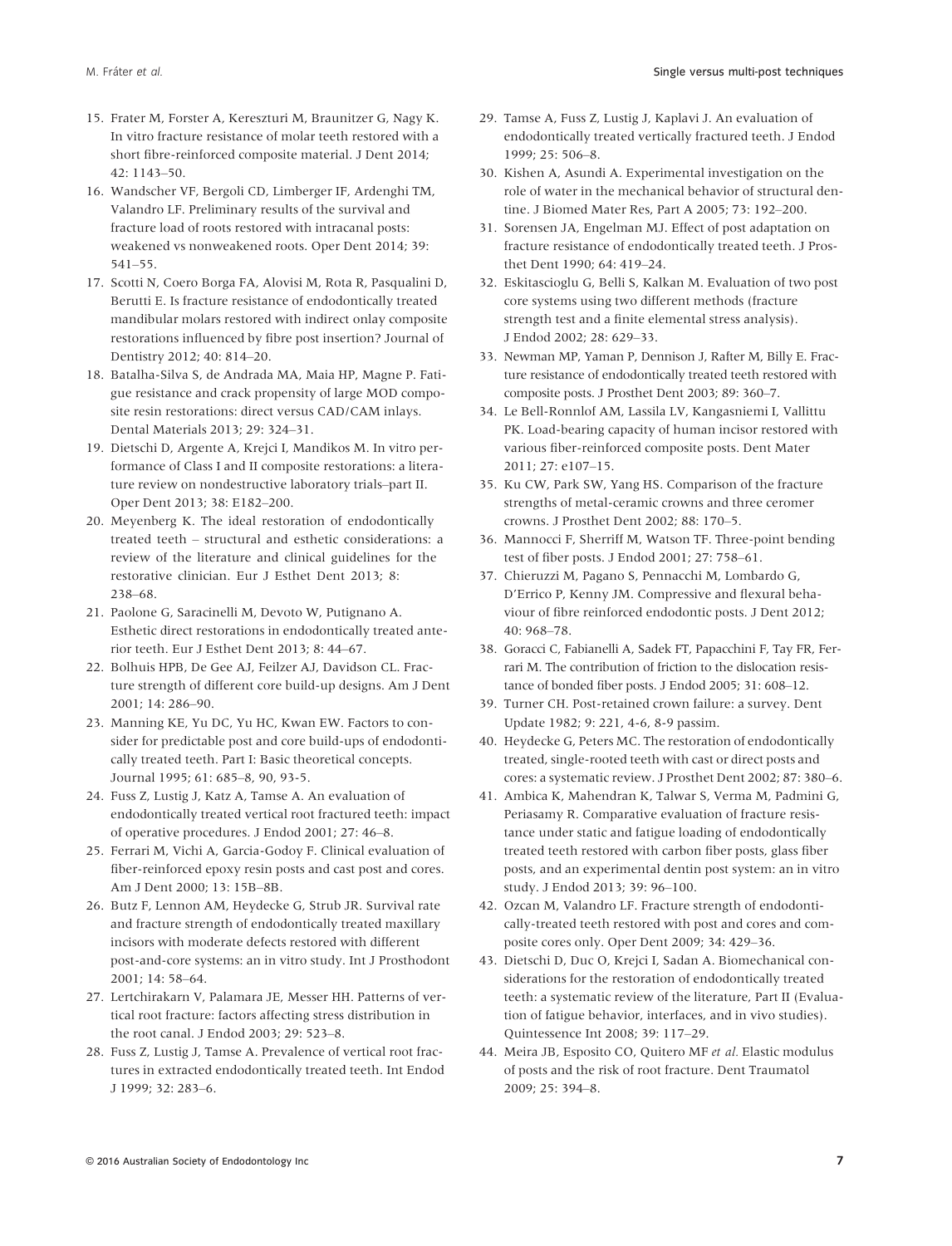15. Frater M, Forster A, Kereszturi M, Braunitzer G, Nagy K. In vitro fracture resistance of molar teeth restored with a short fibre-reinforced composite material. J Dent 2014; 42: 1143–50.
16. Wandscher VF, Bergoli CD, Limberger IF, Ardenghi TM, Valandro LF. Preliminary results of the survival and fracture load of roots restored with intracanal posts: weakened vs nonweakened roots. Oper Dent 2014; 39: 541–55.
17. Scotti N, Coero Borga FA, Alovisi M, Rota R, Pasqualini D, Berutti E. Is fracture resistance of endodontically treated mandibular molars restored with indirect onlay composite restorations influenced by fibre post insertion? Journal of Dentistry 2012; 40: 814–20.
18. Batalha-Silva S, de Andrada MA, Maia HP, Magne P. Fatigue resistance and crack propensity of large MOD composite resin restorations: direct versus CAD/CAM inlays. Dental Materials 2013; 29: 324–31.
19. Dietschi D, Argente A, Krejci I, Mandikos M. In vitro performance of Class I and II composite restorations: a literature review on nondestructive laboratory trials–part II. Oper Dent 2013; 38: E182–200.
20. Meyenberg K. The ideal restoration of endodontically treated teeth – structural and esthetic considerations: a review of the literature and clinical guidelines for the restorative clinician. Eur J Esthet Dent 2013; 8: 238–68.
21. Paolone G, Saracinelli M, Devoto W, Putignano A. Esthetic direct restorations in endodontically treated anterior teeth. Eur J Esthet Dent 2013; 8: 44–67.
22. Bolhuis HPB, De Gee AJ, Feilzer AJ, Davidson CL. Fracture strength of different core build-up designs. Am J Dent 2001; 14: 286–90.
23. Manning KE, Yu DC, Yu HC, Kwan EW. Factors to consider for predictable post and core build-ups of endodontically treated teeth. Part I: Basic theoretical concepts. Journal 1995; 61: 685–8, 90, 93-5.
24. Fuss Z, Lustig J, Katz A, Tamse A. An evaluation of endodontically treated vertical root fractured teeth: impact of operative procedures. J Endod 2001; 27: 46–8.
25. Ferrari M, Vichi A, Garcia-Godoy F. Clinical evaluation of fiber-reinforced epoxy resin posts and cast post and cores. Am J Dent 2000; 13: 15B–8B.
26. Butz F, Lennon AM, Heydecke G, Strub JR. Survival rate and fracture strength of endodontically treated maxillary incisors with moderate defects restored with different post-and-core systems: an in vitro study. Int J Prosthodont 2001; 14: 58–64.
27. Lertchirakarn V, Palamara JE, Messer HH. Patterns of vertical root fracture: factors affecting stress distribution in the root canal. J Endod 2003; 29: 523–8.
28. Fuss Z, Lustig J, Tamse A. Prevalence of vertical root fractures in extracted endodontically treated teeth. Int Endod J 1999; 32: 283–6.
29. Tamse A, Fuss Z, Lustig J, Kaplavi J. An evaluation of endodontically treated vertically fractured teeth. J Endod 1999; 25: 506–8.
30. Kishen A, Asundi A. Experimental investigation on the role of water in the mechanical behavior of structural dentine. J Biomed Mater Res, Part A 2005; 73: 192–200.
31. Sorensen JA, Engelman MJ. Effect of post adaptation on fracture resistance of endodontically treated teeth. J Prosthet Dent 1990; 64: 419–24.
32. Eskitascioglu G, Belli S, Kalkan M. Evaluation of two post core systems using two different methods (fracture strength test and a finite elemental stress analysis). J Endod 2002; 28: 629–33.
33. Newman MP, Yaman P, Dennison J, Rafter M, Billy E. Fracture resistance of endodontically treated teeth restored with composite posts. J Prosthet Dent 2003; 89: 360–7.
34. Le Bell-Ronnlof AM, Lassila LV, Kangasniemi I, Vallittu PK. Load-bearing capacity of human incisor restored with various fiber-reinforced composite posts. Dent Mater 2011; 27: e107–15.
35. Ku CW, Park SW, Yang HS. Comparison of the fracture strengths of metal-ceramic crowns and three ceromer crowns. J Prosthet Dent 2002; 88: 170–5.
36. Mannocci F, Sherriff M, Watson TF. Three-point bending test of fiber posts. J Endod 2001; 27: 758–61.
37. Chieruzzi M, Pagano S, Pennacchi M, Lombardo G, D'Errico P, Kenny JM. Compressive and flexural behaviour of fibre reinforced endodontic posts. J Dent 2012; 40: 968–78.
38. Goracci C, Fabianelli A, Sadek FT, Papacchini F, Tay FR, Ferrari M. The contribution of friction to the dislocation resistance of bonded fiber posts. J Endod 2005; 31: 608–12.
39. Turner CH. Post-retained crown failure: a survey. Dent Update 1982; 9: 221, 4-6, 8-9 passim.
40. Heydecke G, Peters MC. The restoration of endodontically treated, single-rooted teeth with cast or direct posts and cores: a systematic review. J Prosthet Dent 2002; 87: 380–6.
41. Ambica K, Mahendran K, Talwar S, Verma M, Padmini G, Periasamy R. Comparative evaluation of fracture resistance under static and fatigue loading of endodontically treated teeth restored with carbon fiber posts, glass fiber posts, and an experimental dentin post system: an in vitro study. J Endod 2013; 39: 96–100.
42. Ozcan M, Valandro LF. Fracture strength of endodontically-treated teeth restored with post and cores and composite cores only. Oper Dent 2009; 34: 429–36.
43. Dietschi D, Duc O, Krejci I, Sadan A. Biomechanical considerations for the restoration of endodontically treated teeth: a systematic review of the literature, Part II (Evaluation of fatigue behavior, interfaces, and in vivo studies). Quintessence Int 2008; 39: 117–29.
44. Meira JB, Esposito CO, Quitero MF *et al.* Elastic modulus of posts and the risk of root fracture. Dent Traumatol 2009; 25: 394–8.